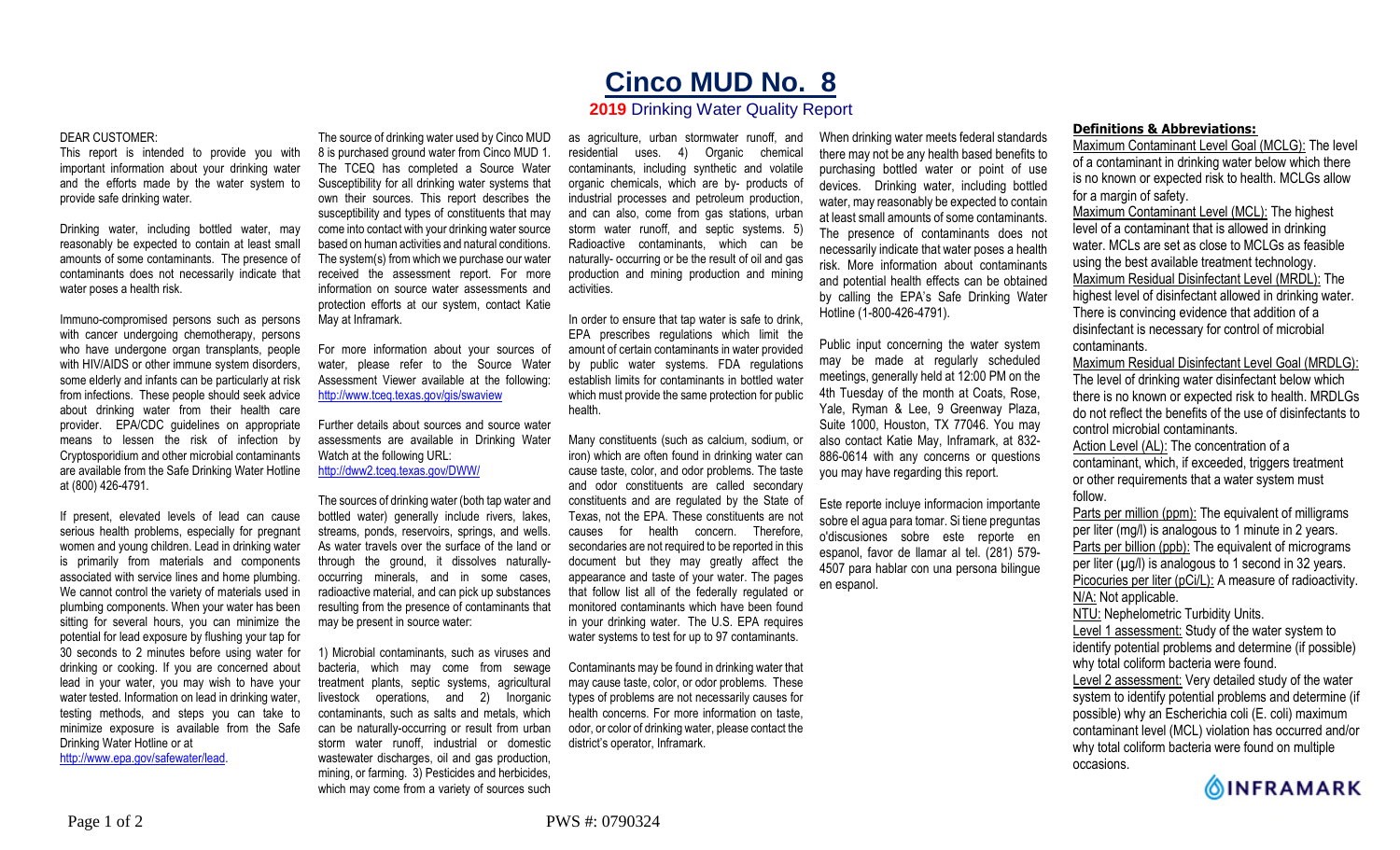# Cinco MUD No. 8

## 2019 Drinking Water Quality Report

DEAR CUSTOMER:

This report is intended to provide you with important information about your drinking water and the efforts made by the water system to provide safe drinking water.

Drinking water, including bottled water, may reasonably be expected to contain at least small amounts of some contaminants. The presence of contaminants does not necessarily indicate that water poses a health risk.

Immuno-compromised persons such as persons with cancer undergoing chemotherapy, persons who have undergone organ transplants, people with HIV/AIDS or other immune system disorders, some elderly and infants can be particularly at risk from infections. These people should seek advice about drinking water from their health care provider. EPA/CDC guidelines on appropriate means to lessen the risk of infection by Cryptosporidium and other microbial contaminants are available from the Safe Drinking Water Hotline at (800) 426-4791.

If present, elevated levels of lead can cause serious health problems, especially for pregnant women and young children. Lead in drinking water is primarily from materials and components associated with service lines and home plumbing. We cannot control the variety of materials used in plumbing components. When your water has been sitting for several hours, you can minimize the potential for lead exposure by flushing your tap for 30 seconds to 2 minutes before using water for drinking or cooking. If you are concerned about lead in your water, you may wish to have your water tested. Information on lead in drinking water, testing methods, and steps you can take to minimize exposure is available from the Safe Drinking Water Hotline or at http://www.epa.gov/safewater/lead.

The source of drinking water used by Cinco MUD 8 is purchased ground water from Cinco MUD 1. The TCEQ has completed a Source Water Susceptibility for all drinking water systems that own their sources. This report describes the susceptibility and types of constituents that may come into contact with your drinking water source based on human activities and natural conditions. The system(s) from which we purchase our water received the assessment report. For more information on source water assessments and protection efforts at our system, contact Katie May at Inframark.

For more information about your sources of water, please refer to the Source Water Assessment Viewer available at the following: http://www.tceq.texas.gov/gis/swaview

Further details about sources and source water assessments are available in Drinking Water Watch at the following URL: http://dww2.tceq.texas.gov/DWW/

The sources of drinking water (both tap water and bottled water) generally include rivers, lakes, streams, ponds, reservoirs, springs, and wells. As water travels over the surface of the land or through the ground, it dissolves naturally-occurring minerals, and in some cases, radioactive material, and can pick up substances resulting from the presence of contaminants that may be present in source water:

1) Microbial contaminants, such as viruses and bacteria, which may come from sewage treatment plants, septic systems, agricultural livestock operations, and 2) Inorganic contaminants, such as salts and metals, which can be naturally-occurring or result from urban storm water runoff, industrial or domestic wastewater discharges, oil and gas production, mining, or farming. 3) Pesticides and herbicides, which may come from a variety of sources such as agriculture, urban stormwater runoff, and residential uses. 4) Organic chemical contaminants, including synthetic and volatile organic chemicals, which are by- products of industrial processes and petroleum production, and can also, come from gas stations, urban storm water runoff, and septic systems. 5) Radioactive contaminants, which can be naturally- occurring or be the result of oil and gas production and mining production and mining activities.

In order to ensure that tap water is safe to drink, EPA prescribes regulations which limit the amount of certain contaminants in water provided by public water systems. FDA regulations establish limits for contaminants in bottled water which must provide the same protection for public health.

Many constituents (such as calcium, sodium, or iron) which are often found in drinking water can cause taste, color, and odor problems. The taste and odor constituents are called secondary constituents and are regulated by the State of Texas, not the EPA. These constituents are not causes for health concern. Therefore, secondaries are not required to be reported in this document but they may greatly affect the appearance and taste of your water. The pages that follow list all of the federally regulated or monitored contaminants which have been found in your drinking water. The U.S. EPA requires water systems to test for up to 97 contaminants.

Contaminants may be found in drinking water that may cause taste, color, or odor problems. These types of problems are not necessarily causes for health concerns. For more information on taste, odor, or color of drinking water, please contact the district's operator, Inframark.

When drinking water meets federal standards there may not be any health based benefits to purchasing bottled water or point of use devices. Drinking water, including bottled water, may reasonably be expected to contain at least small amounts of some contaminants. The presence of contaminants does not necessarily indicate that water poses a health risk. More information about contaminants and potential health effects can be obtained by calling the EPA's Safe Drinking Water Hotline (1-800-426-4791).

Public input concerning the water system may be made at regularly scheduled meetings, generally held at 12:00 PM on the 4th Tuesday of the month at Coats, Rose, Yale, Ryman & Lee, 9 Greenway Plaza, Suite 1000, Houston, TX 77046. You may also contact Katie May, Inframark, at 832-886-0614 with any concerns or questions you may have regarding this report.

Este reporte incluye informacion importante sobre el agua para tomar. Si tiene preguntas o'discusiones sobre este reporte en espanol, favor de llamar al tel. (281) 579-4507 para hablar con una persona bilingue en espanol.

### Definitions & Abbreviations:

Maximum Contaminant Level Goal (MCLG): The level of a contaminant in drinking water below which there is no known or expected risk to health. MCLGs allow for a margin of safety.

Maximum Contaminant Level (MCL): The highest level of a contaminant that is allowed in drinking water. MCLs are set as close to MCLGs as feasible using the best available treatment technology.

Maximum Residual Disinfectant Level (MRDL): The highest level of disinfectant allowed in drinking water. There is convincing evidence that addition of a disinfectant is necessary for control of microbial contaminants.

Maximum Residual Disinfectant Level Goal (MRDLG): The level of drinking water disinfectant below which there is no known or expected risk to health. MRDLGs do not reflect the benefits of the use of disinfectants to control microbial contaminants.

Action Level (AL): The concentration of a contaminant, which, if exceeded, triggers treatment or other requirements that a water system must follow.

Parts per million (ppm): The equivalent of milligrams per liter (mg/l) is analogous to 1 minute in 2 years.

Parts per billion (ppb): The equivalent of micrograms per liter (µg/l) is analogous to 1 second in 32 years.

Picocuries per liter (pCi/L): A measure of radioactivity.

N/A: Not applicable.

NTU: Nephelometric Turbidity Units.

Level 1 assessment: Study of the water system to identify potential problems and determine (if possible) why total coliform bacteria were found.

Level 2 assessment: Very detailed study of the water system to identify potential problems and determine (if possible) why an Escherichia coli (E. coli) maximum contaminant level (MCL) violation has occurred and/or why total coliform bacteria were found on multiple occasions.

INFRAMARK

PWS #: 0790324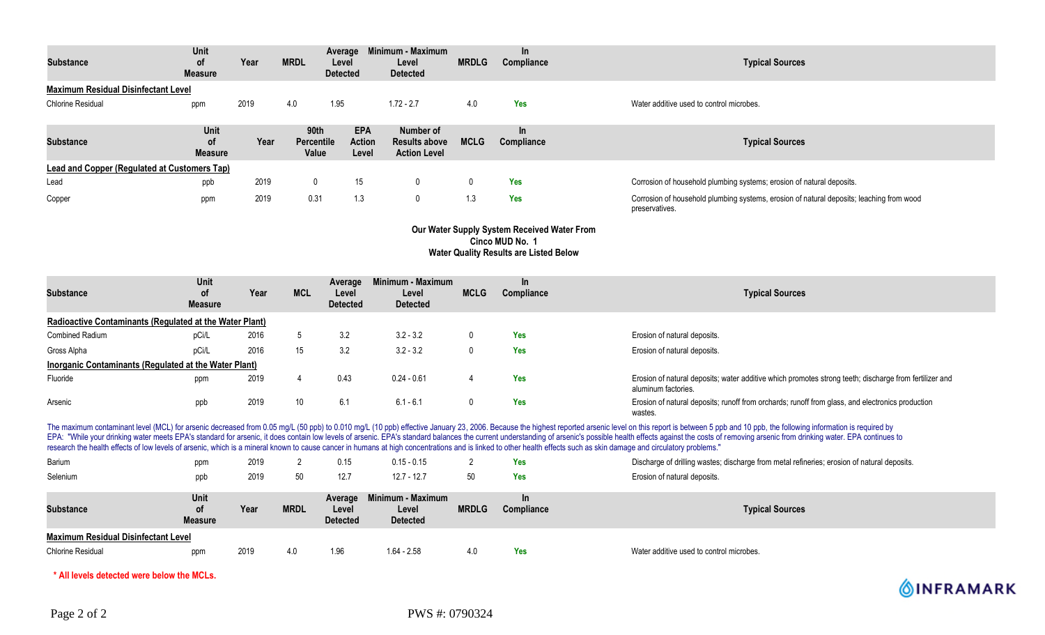| Substance | Unit of Measure | Year | MRDL | Average Level Detected | Minimum - Maximum Level Detected | MRDLG | In Compliance | Typical Sources |
|---|---|---|---|---|---|---|---|---|
| **Maximum Residual Disinfectant Level** | | | | | | | | |
| Chlorine Residual | ppm | 2019 | 4.0 | 1.95 | 1.72 - 2.7 | 4.0 | Yes | Water additive used to control microbes. |

| Substance | Unit of Measure | Year | 90th Percentile Value | EPA Action Level | Number of Results above Action Level | MCLG | In Compliance | Typical Sources |
|---|---|---|---|---|---|---|---|---|
| **Lead and Copper (Regulated at Customers Tap)** | | | | | | | | |
| Lead | ppb | 2019 | 0 | 15 | 0 | 0 | Yes | Corrosion of household plumbing systems; erosion of natural deposits. |
| Copper | ppm | 2019 | 0.31 | 1.3 | 0 | 1.3 | Yes | Corrosion of household plumbing systems, erosion of natural deposits; leaching from wood preservatives. |

**Our Water Supply System Received Water From**
**Cinco MUD No. 1**
**Water Quality Results are Listed Below**

| Substance | Unit of Measure | Year | MCL | Average Level Detected | Minimum - Maximum Level Detected | MCLG | In Compliance | Typical Sources |
|---|---|---|---|---|---|---|---|---|
| **Radioactive Contaminants (Regulated at the Water Plant)** | | | | | | | | |
| Combined Radium | pCi/L | 2016 | 5 | 3.2 | 3.2 - 3.2 | 0 | Yes | Erosion of natural deposits. |
| Gross Alpha | pCi/L | 2016 | 15 | 3.2 | 3.2 - 3.2 | 0 | Yes | Erosion of natural deposits. |
| **Inorganic Contaminants (Regulated at the Water Plant)** | | | | | | | | |
| Fluoride | ppm | 2019 | 4 | 0.43 | 0.24 - 0.61 | 4 | Yes | Erosion of natural deposits; water additive which promotes strong teeth; discharge from fertilizer and aluminum factories. |
| Arsenic | ppb | 2019 | 10 | 6.1 | 6.1 - 6.1 | 0 | Yes | Erosion of natural deposits; runoff from orchards; runoff from glass, and electronics production wastes. |
| Barium | ppm | 2019 | 2 | 0.15 | 0.15 - 0.15 | 2 | Yes | Discharge of drilling wastes; discharge from metal refineries; erosion of natural deposits. |
| Selenium | ppb | 2019 | 50 | 12.7 | 12.7 - 12.7 | 50 | Yes | Erosion of natural deposits. |

The maximum contaminant level (MCL) for arsenic decreased from 0.05 mg/L (50 ppb) to 0.010 mg/L (10 ppb) effective January 23, 2006. Because the highest reported arsenic level on this report is between 5 ppb and 10 ppb, the following information is required by EPA: "While your drinking water meets EPA's standard for arsenic, it does contain low levels of arsenic. EPA's standard balances the current understanding of arsenic's possible health effects against the costs of removing arsenic from drinking water. EPA continues to research the health effects of low levels of arsenic, which is a mineral known to cause cancer in humans at high concentrations and is linked to other health effects such as skin damage and circulatory problems."

| Substance | Unit of Measure | Year | MRDL | Average Level Detected | Minimum - Maximum Level Detected | MRDLG | In Compliance | Typical Sources |
|---|---|---|---|---|---|---|---|---|
| **Maximum Residual Disinfectant Level** | | | | | | | | |
| Chlorine Residual | ppm | 2019 | 4.0 | 1.96 | 1.64 - 2.58 | 4.0 | Yes | Water additive used to control microbes. |

**\* All levels detected were below the MCLs.**

INFRAMARK

PWS #: 0790324